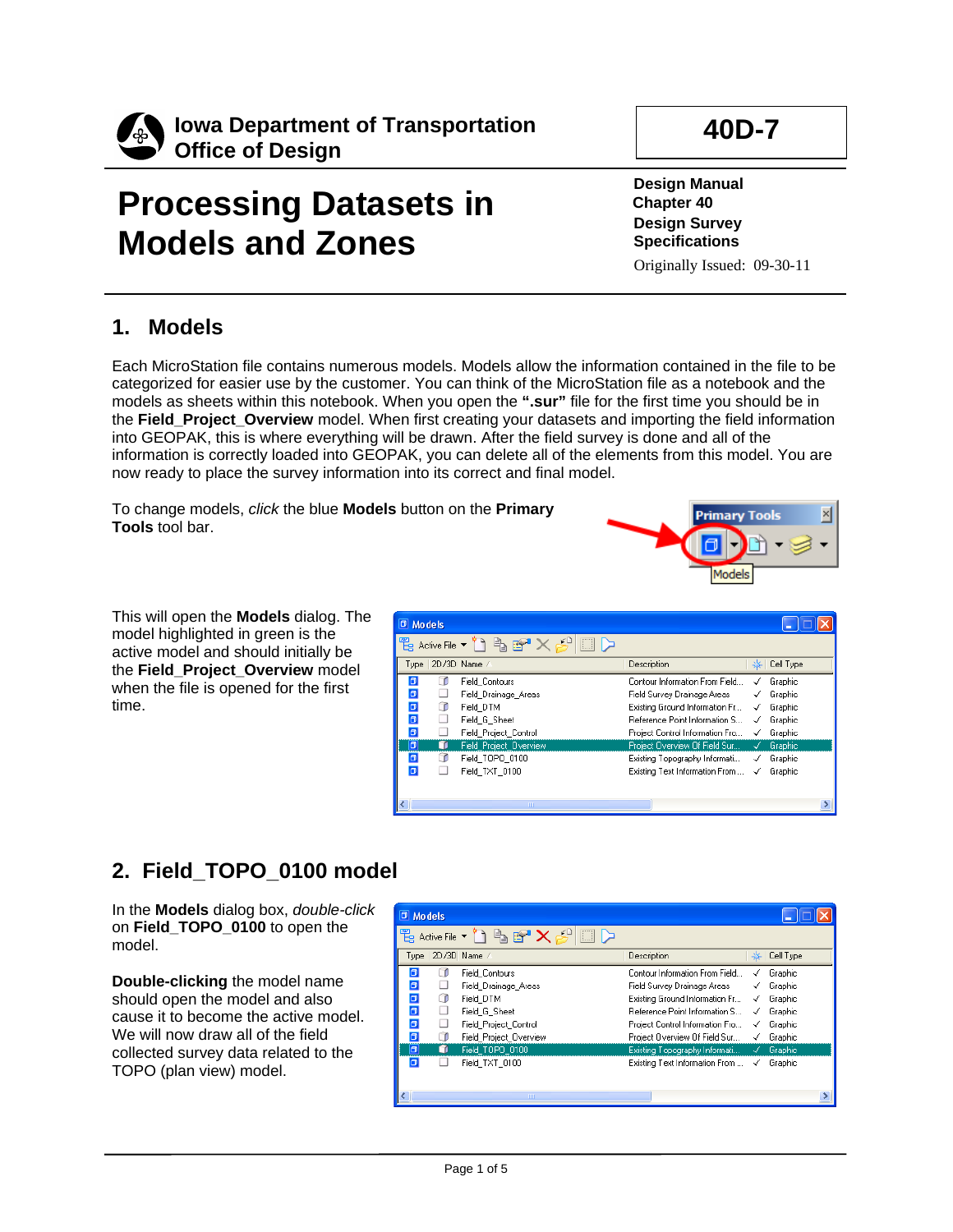**Iowa Department of Transportation**
**Office of Design**

**40D-7**

# Processing Datasets in Models and Zones

**Design Manual**
**Chapter 40**
**Design Survey Specifications**

Originally Issued: 09-30-11

## 1. Models

Each MicroStation file contains numerous models. Models allow the information contained in the file to be categorized for easier use by the customer. You can think of the MicroStation file as a notebook and the models as sheets within this notebook. When you open the **".sur"** file for the first time you should be in the **Field_Project_Overview** model. When first creating your datasets and importing the field information into GEOPAK, this is where everything will be drawn. After the field survey is done and all of the information is correctly loaded into GEOPAK, you can delete all of the elements from this model. You are now ready to place the survey information into its correct and final model.

To change models, *click* the blue **Models** button on the **Primary Tools** tool bar.

This will open the **Models** dialog. The model highlighted in green is the active model and should initially be the **Field_Project_Overview** model when the file is opened for the first time.

## 2. Field_TOPO_0100 model

In the **Models** dialog box, *double-click* on **Field_TOPO_0100** to open the model.

**Double-clicking** the model name should open the model and also cause it to become the active model. We will now draw all of the field collected survey data related to the TOPO (plan view) model.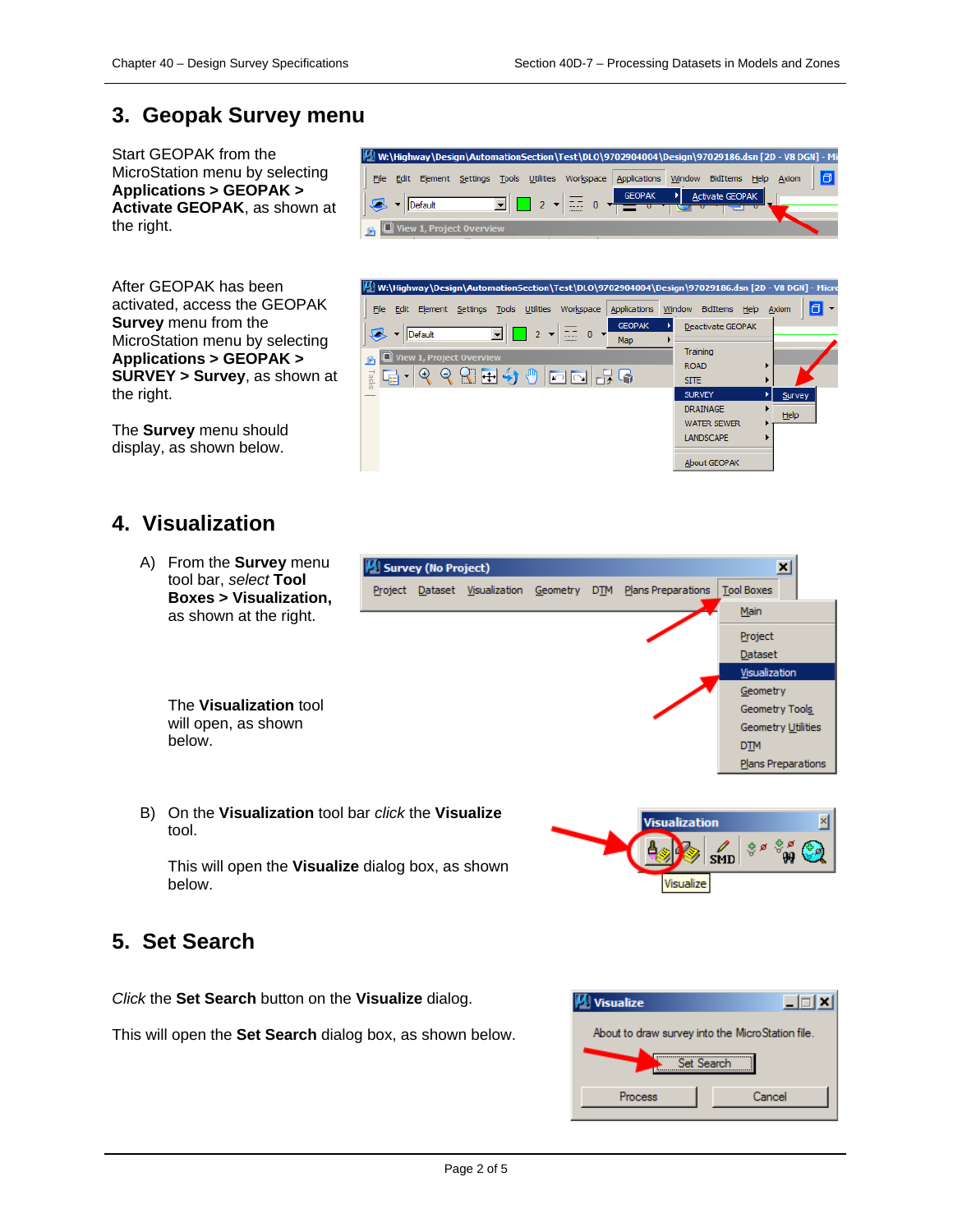## 3. Geopak Survey menu

Start GEOPAK from the MicroStation menu by selecting **Applications > GEOPAK > Activate GEOPAK**, as shown at the right.

After GEOPAK has been activated, access the GEOPAK **Survey** menu from the MicroStation menu by selecting **Applications > GEOPAK > SURVEY > Survey**, as shown at the right.

The **Survey** menu should display, as shown below.

## 4. Visualization

A) From the **Survey** menu tool bar, *select* **Tool Boxes > Visualization,** as shown at the right.

The **Visualization** tool will open, as shown below.

B) On the **Visualization** tool bar *click* the **Visualize** tool.

This will open the **Visualize** dialog box, as shown below.

## 5. Set Search

*Click* the **Set Search** button on the **Visualize** dialog.

This will open the **Set Search** dialog box, as shown below.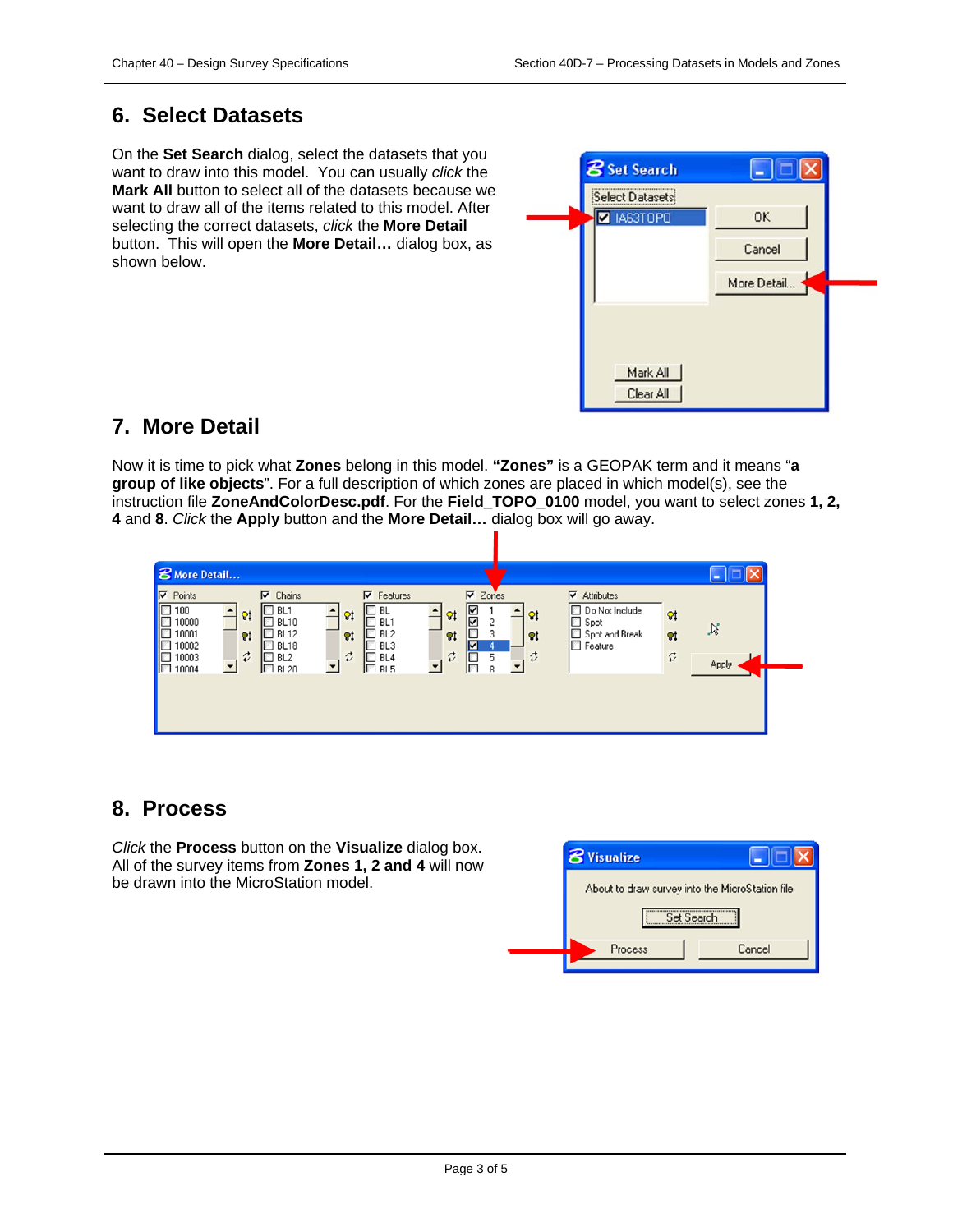## 6. Select Datasets

On the **Set Search** dialog, select the datasets that you want to draw into this model. You can usually *click* the **Mark All** button to select all of the datasets because we want to draw all of the items related to this model. After selecting the correct datasets, *click* the **More Detail** button. This will open the **More Detail…** dialog box, as shown below.

## 7. More Detail

Now it is time to pick what **Zones** belong in this model. **"Zones"** is a GEOPAK term and it means "**a group of like objects**". For a full description of which zones are placed in which model(s), see the instruction file **ZoneAndColorDesc.pdf**. For the **Field_TOPO_0100** model, you want to select zones **1, 2, 4** and **8**. *Click* the **Apply** button and the **More Detail…** dialog box will go away.

## 8. Process

*Click* the **Process** button on the **Visualize** dialog box. All of the survey items from **Zones 1, 2 and 4** will now be drawn into the MicroStation model.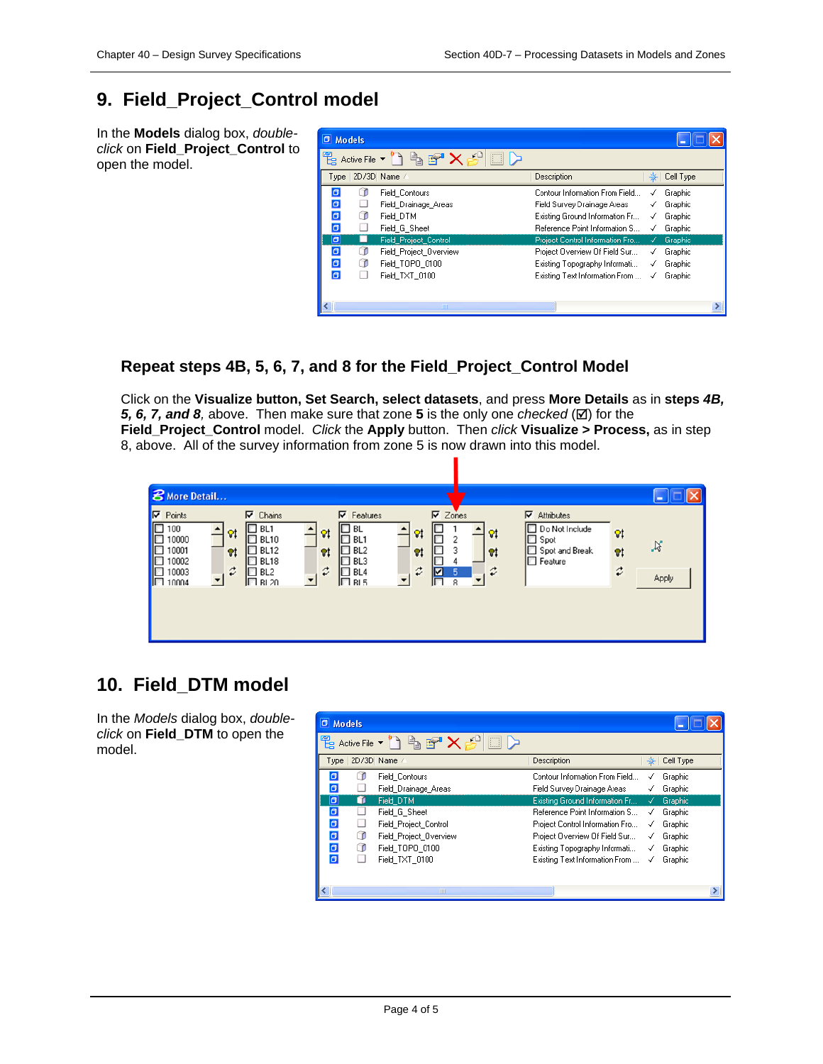## 9. Field_Project_Control model

In the **Models** dialog box, *double-click* on **Field_Project_Control** to open the model.

### Repeat steps 4B, 5, 6, 7, and 8 for the Field_Project_Control Model

Click on the **Visualize button, Set Search, select datasets**, and press **More Details** as in **steps *4B, 5, 6, 7, and 8***, above. Then make sure that zone **5** is the only one *checked* (☑) for the **Field_Project_Control** model. *Click* the **Apply** button. Then *click* **Visualize > Process,** as in step 8, above. All of the survey information from zone 5 is now drawn into this model.

## 10. Field_DTM model

In the *Models* dialog box, *double-click* on **Field_DTM** to open the model.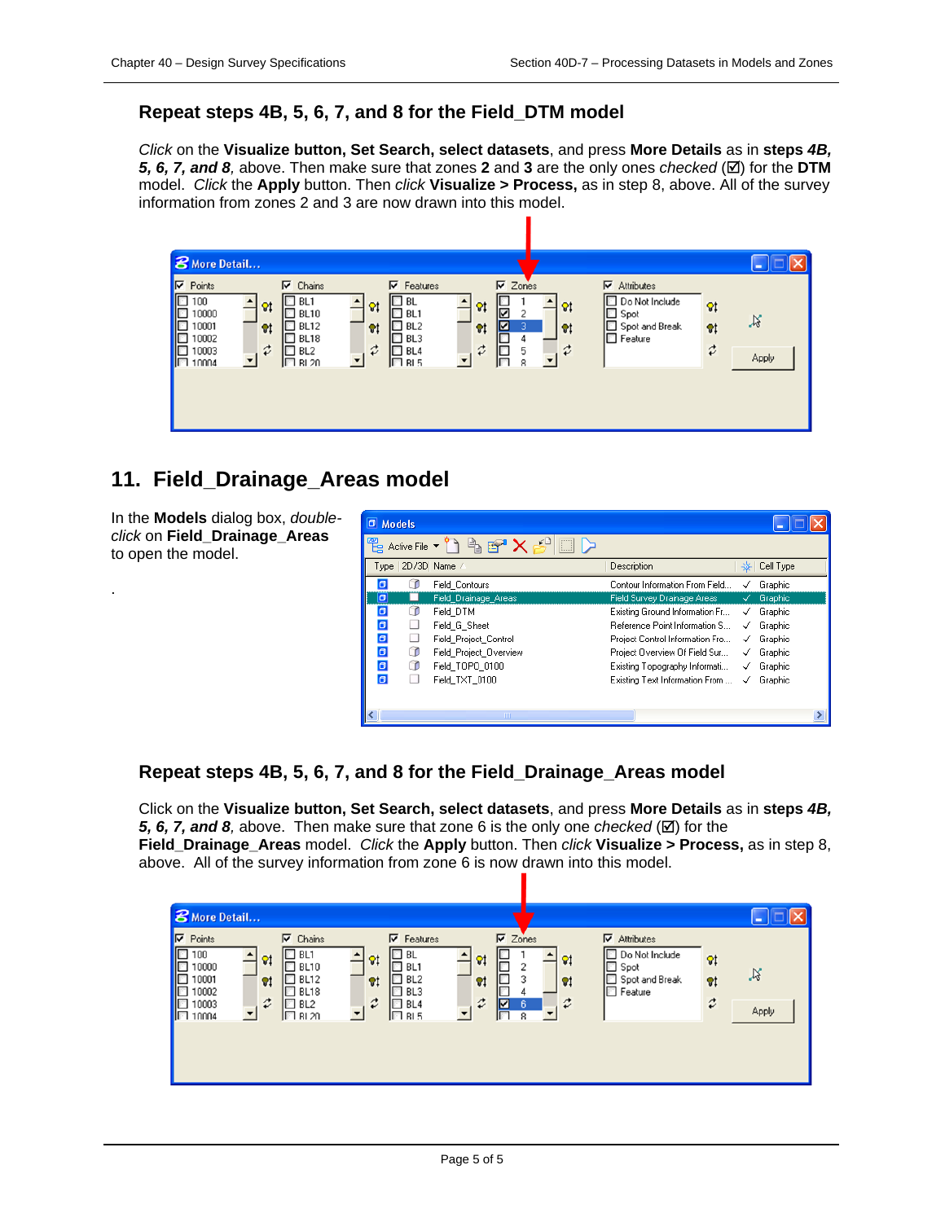### Repeat steps 4B, 5, 6, 7, and 8 for the Field_DTM model

*Click* on the **Visualize button, Set Search, select datasets**, and press **More Details** as in **steps *4B, 5, 6, 7, and 8***, above. Then make sure that zones **2** and **3** are the only ones *checked* (☑) for the **DTM** model. *Click* the **Apply** button. Then *click* **Visualize > Process,** as in step 8, above. All of the survey information from zones 2 and 3 are now drawn into this model.

## 11. Field_Drainage_Areas model

In the **Models** dialog box, *double-click* on **Field_Drainage_Areas** to open the model.

.

### Repeat steps 4B, 5, 6, 7, and 8 for the Field_Drainage_Areas model

Click on the **Visualize button, Set Search, select datasets**, and press **More Details** as in **steps *4B, 5, 6, 7, and 8***, above. Then make sure that zone 6 is the only one *checked* (☑) for the **Field_Drainage_Areas** model. *Click* the **Apply** button. Then *click* **Visualize > Process,** as in step 8, above. All of the survey information from zone 6 is now drawn into this model.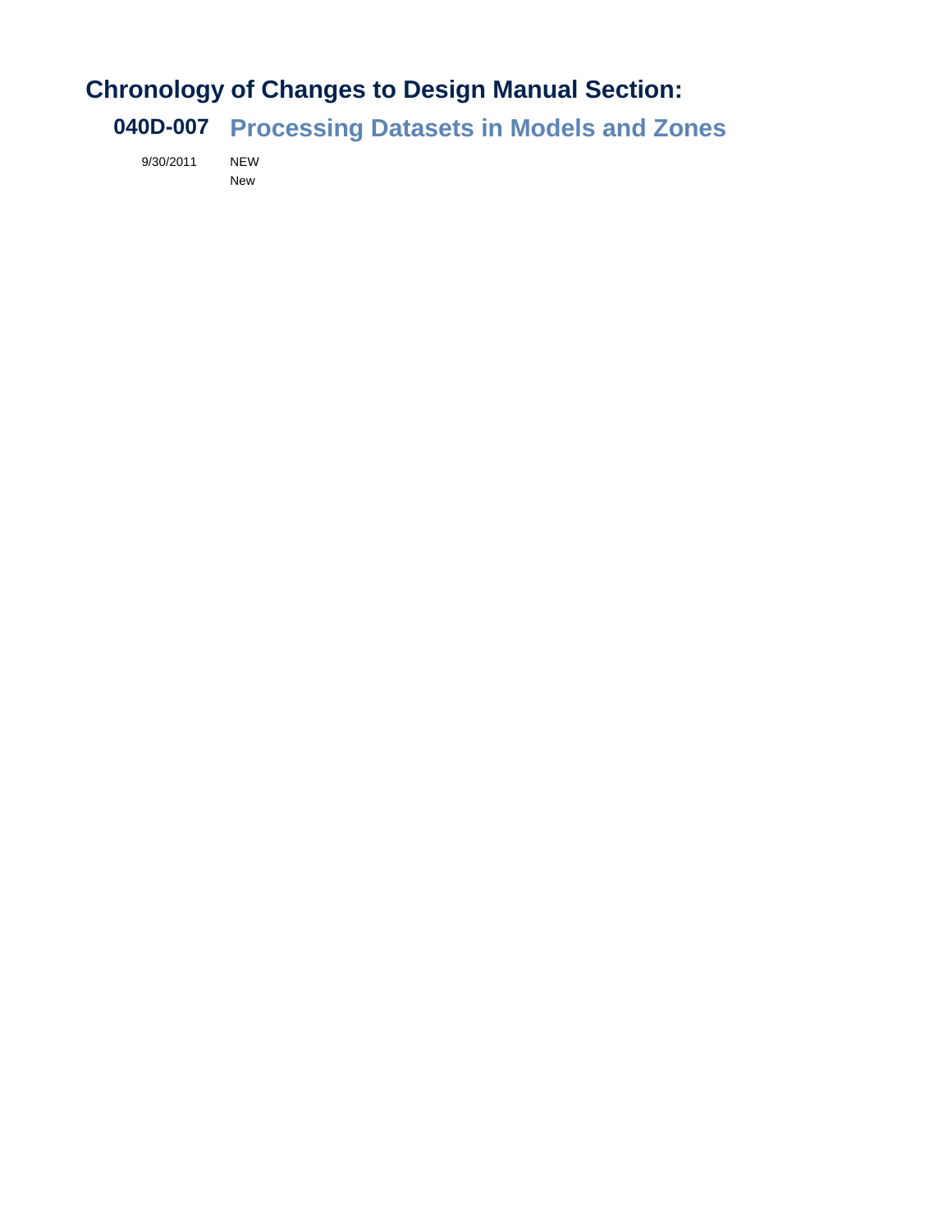# Chronology of Changes to Design Manual Section:

## 040D-007 Processing Datasets in Models and Zones

| | |
|---|---|
| 9/30/2011 | NEW<br>New |